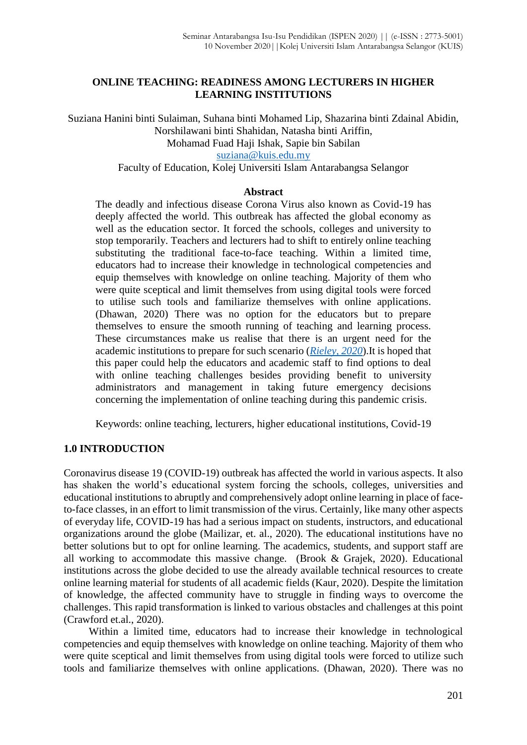# ONLINE TEACHING: READINESS AMONG LECTURERS IN HIGHER LEARNING INSTITUTIONS

Suziana Hanini binti Sulaiman, Suhana binti Mohamed Lip, Shazarina binti Zdainal Abidin, Norshilawani binti Shahidan, Natasha binti Ariffin, Mohamad Fuad Haji Ishak, Sapie bin Sabilan
suziana@kuis.edu.my
Faculty of Education, Kolej Universiti Islam Antarabangsa Selangor

## Abstract

The deadly and infectious disease Corona Virus also known as Covid-19 has deeply affected the world. This outbreak has affected the global economy as well as the education sector. It forced the schools, colleges and university to stop temporarily. Teachers and lecturers had to shift to entirely online teaching substituting the traditional face-to-face teaching. Within a limited time, educators had to increase their knowledge in technological competencies and equip themselves with knowledge on online teaching. Majority of them who were quite sceptical and limit themselves from using digital tools were forced to utilise such tools and familiarize themselves with online applications. (Dhawan, 2020) There was no option for the educators but to prepare themselves to ensure the smooth running of teaching and learning process. These circumstances make us realise that there is an urgent need for the academic institutions to prepare for such scenario (*Rieley, 2020*).It is hoped that this paper could help the educators and academic staff to find options to deal with online teaching challenges besides providing benefit to university administrators and management in taking future emergency decisions concerning the implementation of online teaching during this pandemic crisis.

Keywords: online teaching, lecturers, higher educational institutions, Covid-19

## 1.0 INTRODUCTION

Coronavirus disease 19 (COVID-19) outbreak has affected the world in various aspects. It also has shaken the world's educational system forcing the schools, colleges, universities and educational institutions to abruptly and comprehensively adopt online learning in place of face-to-face classes, in an effort to limit transmission of the virus. Certainly, like many other aspects of everyday life, COVID-19 has had a serious impact on students, instructors, and educational organizations around the globe (Mailizar, et. al., 2020). The educational institutions have no better solutions but to opt for online learning. The academics, students, and support staff are all working to accommodate this massive change. (Brook & Grajek, 2020). Educational institutions across the globe decided to use the already available technical resources to create online learning material for students of all academic fields (Kaur, 2020). Despite the limitation of knowledge, the affected community have to struggle in finding ways to overcome the challenges. This rapid transformation is linked to various obstacles and challenges at this point (Crawford et.al., 2020).

Within a limited time, educators had to increase their knowledge in technological competencies and equip themselves with knowledge on online teaching. Majority of them who were quite sceptical and limit themselves from using digital tools were forced to utilize such tools and familiarize themselves with online applications. (Dhawan, 2020). There was no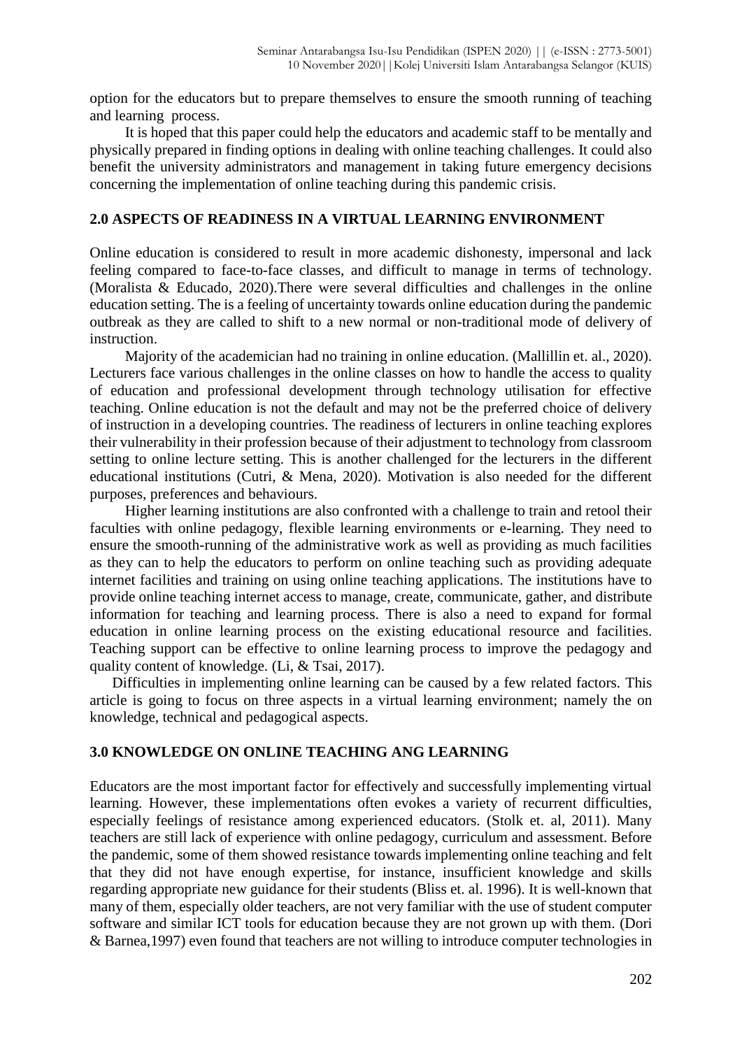option for the educators but to prepare themselves to ensure the smooth running of teaching and learning process.

It is hoped that this paper could help the educators and academic staff to be mentally and physically prepared in finding options in dealing with online teaching challenges. It could also benefit the university administrators and management in taking future emergency decisions concerning the implementation of online teaching during this pandemic crisis.

## 2.0 ASPECTS OF READINESS IN A VIRTUAL LEARNING ENVIRONMENT

Online education is considered to result in more academic dishonesty, impersonal and lack feeling compared to face-to-face classes, and difficult to manage in terms of technology. (Moralista & Educado, 2020).There were several difficulties and challenges in the online education setting. The is a feeling of uncertainty towards online education during the pandemic outbreak as they are called to shift to a new normal or non-traditional mode of delivery of instruction.

Majority of the academician had no training in online education. (Mallillin et. al., 2020). Lecturers face various challenges in the online classes on how to handle the access to quality of education and professional development through technology utilisation for effective teaching. Online education is not the default and may not be the preferred choice of delivery of instruction in a developing countries. The readiness of lecturers in online teaching explores their vulnerability in their profession because of their adjustment to technology from classroom setting to online lecture setting. This is another challenged for the lecturers in the different educational institutions (Cutri, & Mena, 2020). Motivation is also needed for the different purposes, preferences and behaviours.

Higher learning institutions are also confronted with a challenge to train and retool their faculties with online pedagogy, flexible learning environments or e-learning. They need to ensure the smooth-running of the administrative work as well as providing as much facilities as they can to help the educators to perform on online teaching such as providing adequate internet facilities and training on using online teaching applications. The institutions have to provide online teaching internet access to manage, create, communicate, gather, and distribute information for teaching and learning process. There is also a need to expand for formal education in online learning process on the existing educational resource and facilities. Teaching support can be effective to online learning process to improve the pedagogy and quality content of knowledge. (Li, & Tsai, 2017).

Difficulties in implementing online learning can be caused by a few related factors. This article is going to focus on three aspects in a virtual learning environment; namely the on knowledge, technical and pedagogical aspects.

## 3.0 KNOWLEDGE ON ONLINE TEACHING ANG LEARNING

Educators are the most important factor for effectively and successfully implementing virtual learning. However, these implementations often evokes a variety of recurrent difficulties, especially feelings of resistance among experienced educators. (Stolk et. al, 2011). Many teachers are still lack of experience with online pedagogy, curriculum and assessment. Before the pandemic, some of them showed resistance towards implementing online teaching and felt that they did not have enough expertise, for instance, insufficient knowledge and skills regarding appropriate new guidance for their students (Bliss et. al. 1996). It is well-known that many of them, especially older teachers, are not very familiar with the use of student computer software and similar ICT tools for education because they are not grown up with them. (Dori & Barnea,1997) even found that teachers are not willing to introduce computer technologies in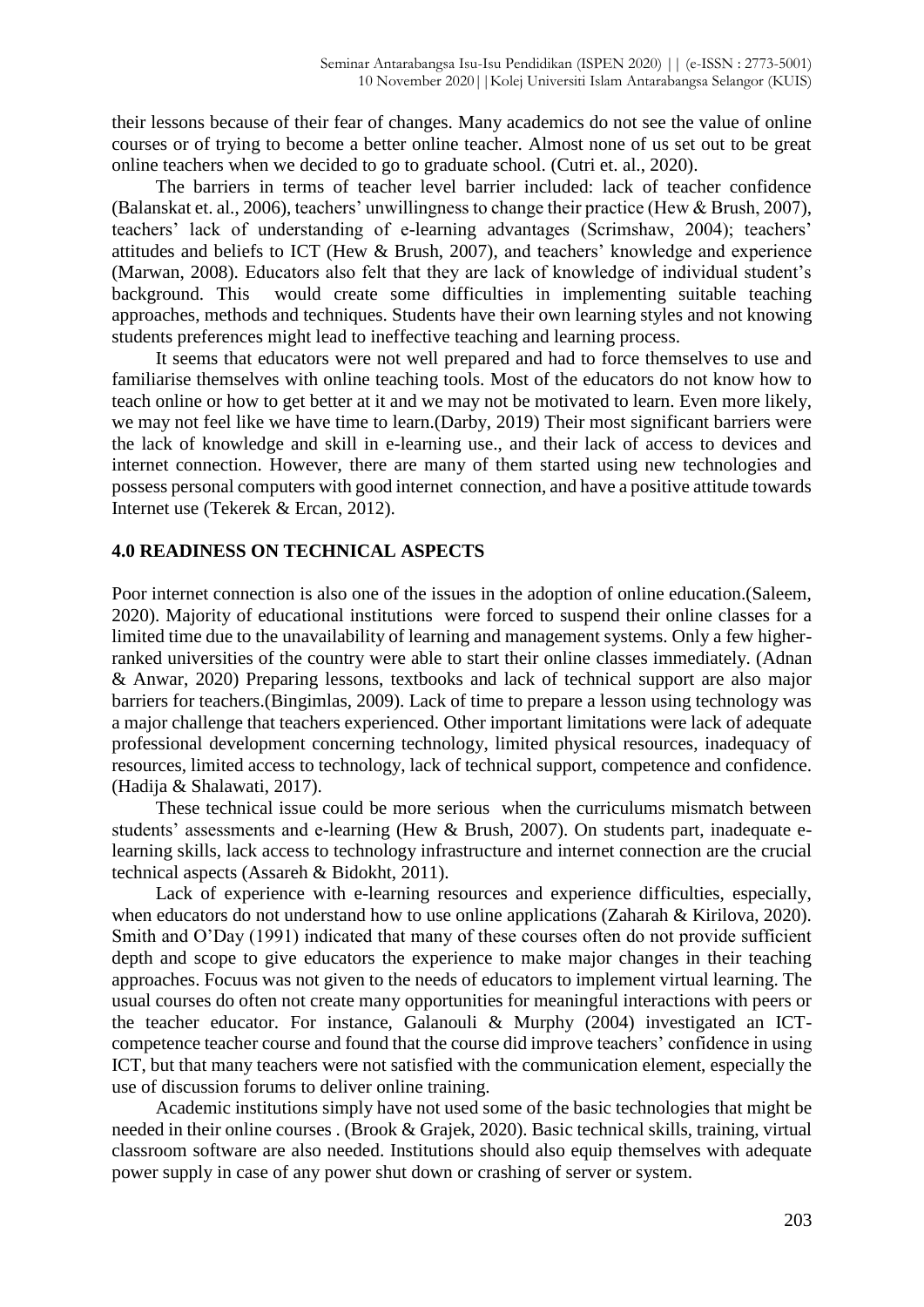their lessons because of their fear of changes. Many academics do not see the value of online courses or of trying to become a better online teacher. Almost none of us set out to be great online teachers when we decided to go to graduate school. (Cutri et. al., 2020).

The barriers in terms of teacher level barrier included: lack of teacher confidence (Balanskat et. al., 2006), teachers' unwillingness to change their practice (Hew & Brush, 2007), teachers' lack of understanding of e-learning advantages (Scrimshaw, 2004); teachers' attitudes and beliefs to ICT (Hew & Brush, 2007), and teachers' knowledge and experience (Marwan, 2008). Educators also felt that they are lack of knowledge of individual student's background. This would create some difficulties in implementing suitable teaching approaches, methods and techniques. Students have their own learning styles and not knowing students preferences might lead to ineffective teaching and learning process.

It seems that educators were not well prepared and had to force themselves to use and familiarise themselves with online teaching tools. Most of the educators do not know how to teach online or how to get better at it and we may not be motivated to learn. Even more likely, we may not feel like we have time to learn.(Darby, 2019) Their most significant barriers were the lack of knowledge and skill in e-learning use., and their lack of access to devices and internet connection. However, there are many of them started using new technologies and possess personal computers with good internet connection, and have a positive attitude towards Internet use (Tekerek & Ercan, 2012).

## 4.0 READINESS ON TECHNICAL ASPECTS

Poor internet connection is also one of the issues in the adoption of online education.(Saleem, 2020). Majority of educational institutions were forced to suspend their online classes for a limited time due to the unavailability of learning and management systems. Only a few higher-ranked universities of the country were able to start their online classes immediately. (Adnan & Anwar, 2020) Preparing lessons, textbooks and lack of technical support are also major barriers for teachers.(Bingimlas, 2009). Lack of time to prepare a lesson using technology was a major challenge that teachers experienced. Other important limitations were lack of adequate professional development concerning technology, limited physical resources, inadequacy of resources, limited access to technology, lack of technical support, competence and confidence. (Hadija & Shalawati, 2017).

These technical issue could be more serious when the curriculums mismatch between students' assessments and e-learning (Hew & Brush, 2007). On students part, inadequate e-learning skills, lack access to technology infrastructure and internet connection are the crucial technical aspects (Assareh & Bidokht, 2011).

Lack of experience with e-learning resources and experience difficulties, especially, when educators do not understand how to use online applications (Zaharah & Kirilova, 2020). Smith and O'Day (1991) indicated that many of these courses often do not provide sufficient depth and scope to give educators the experience to make major changes in their teaching approaches. Focuus was not given to the needs of educators to implement virtual learning. The usual courses do often not create many opportunities for meaningful interactions with peers or the teacher educator. For instance, Galanouli & Murphy (2004) investigated an ICT-competence teacher course and found that the course did improve teachers' confidence in using ICT, but that many teachers were not satisfied with the communication element, especially the use of discussion forums to deliver online training.

Academic institutions simply have not used some of the basic technologies that might be needed in their online courses . (Brook & Grajek, 2020). Basic technical skills, training, virtual classroom software are also needed. Institutions should also equip themselves with adequate power supply in case of any power shut down or crashing of server or system.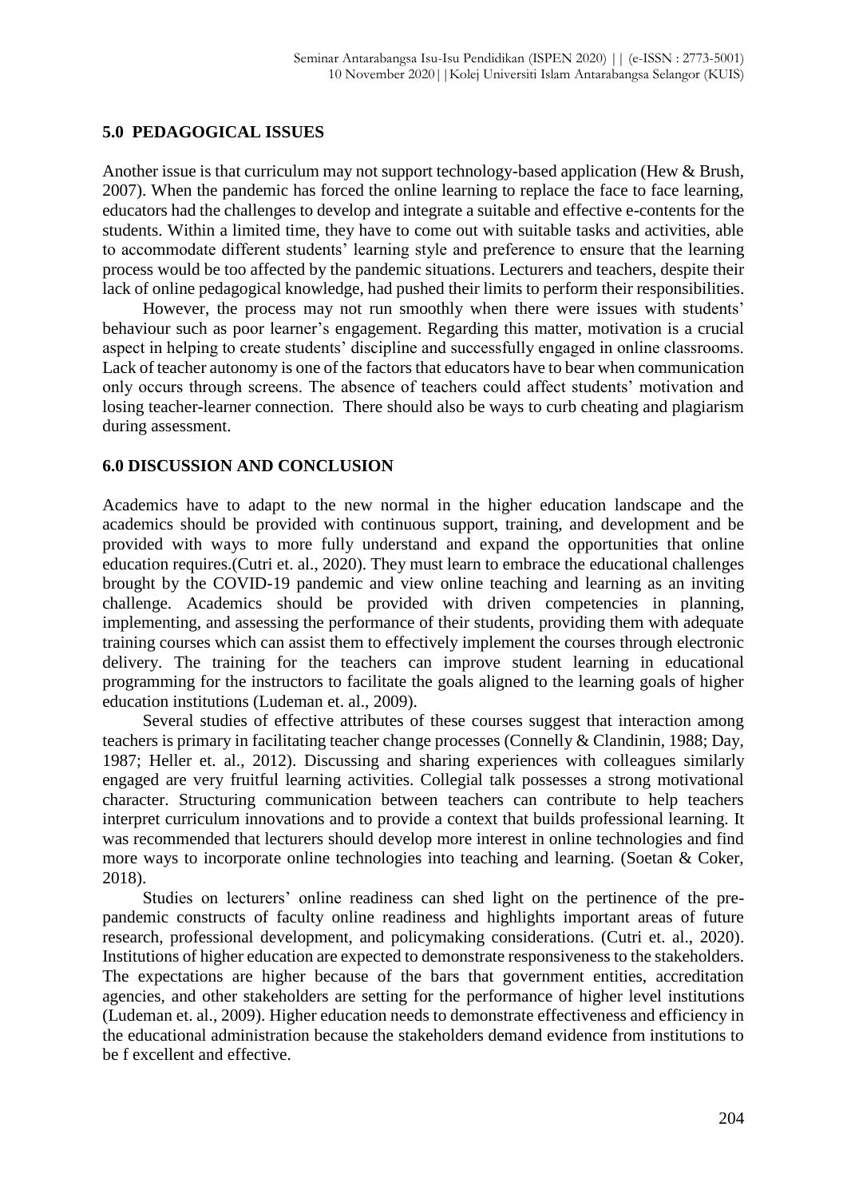## 5.0 PEDAGOGICAL ISSUES

Another issue is that curriculum may not support technology-based application (Hew & Brush, 2007). When the pandemic has forced the online learning to replace the face to face learning, educators had the challenges to develop and integrate a suitable and effective e-contents for the students. Within a limited time, they have to come out with suitable tasks and activities, able to accommodate different students' learning style and preference to ensure that the learning process would be too affected by the pandemic situations. Lecturers and teachers, despite their lack of online pedagogical knowledge, had pushed their limits to perform their responsibilities.

However, the process may not run smoothly when there were issues with students' behaviour such as poor learner's engagement. Regarding this matter, motivation is a crucial aspect in helping to create students' discipline and successfully engaged in online classrooms. Lack of teacher autonomy is one of the factors that educators have to bear when communication only occurs through screens. The absence of teachers could affect students' motivation and losing teacher-learner connection. There should also be ways to curb cheating and plagiarism during assessment.

## 6.0 DISCUSSION AND CONCLUSION

Academics have to adapt to the new normal in the higher education landscape and the academics should be provided with continuous support, training, and development and be provided with ways to more fully understand and expand the opportunities that online education requires.(Cutri et. al., 2020). They must learn to embrace the educational challenges brought by the COVID-19 pandemic and view online teaching and learning as an inviting challenge. Academics should be provided with driven competencies in planning, implementing, and assessing the performance of their students, providing them with adequate training courses which can assist them to effectively implement the courses through electronic delivery. The training for the teachers can improve student learning in educational programming for the instructors to facilitate the goals aligned to the learning goals of higher education institutions (Ludeman et. al., 2009).

Several studies of effective attributes of these courses suggest that interaction among teachers is primary in facilitating teacher change processes (Connelly & Clandinin, 1988; Day, 1987; Heller et. al., 2012). Discussing and sharing experiences with colleagues similarly engaged are very fruitful learning activities. Collegial talk possesses a strong motivational character. Structuring communication between teachers can contribute to help teachers interpret curriculum innovations and to provide a context that builds professional learning. It was recommended that lecturers should develop more interest in online technologies and find more ways to incorporate online technologies into teaching and learning. (Soetan & Coker, 2018).

Studies on lecturers' online readiness can shed light on the pertinence of the pre-pandemic constructs of faculty online readiness and highlights important areas of future research, professional development, and policymaking considerations. (Cutri et. al., 2020). Institutions of higher education are expected to demonstrate responsiveness to the stakeholders. The expectations are higher because of the bars that government entities, accreditation agencies, and other stakeholders are setting for the performance of higher level institutions (Ludeman et. al., 2009). Higher education needs to demonstrate effectiveness and efficiency in the educational administration because the stakeholders demand evidence from institutions to be f excellent and effective.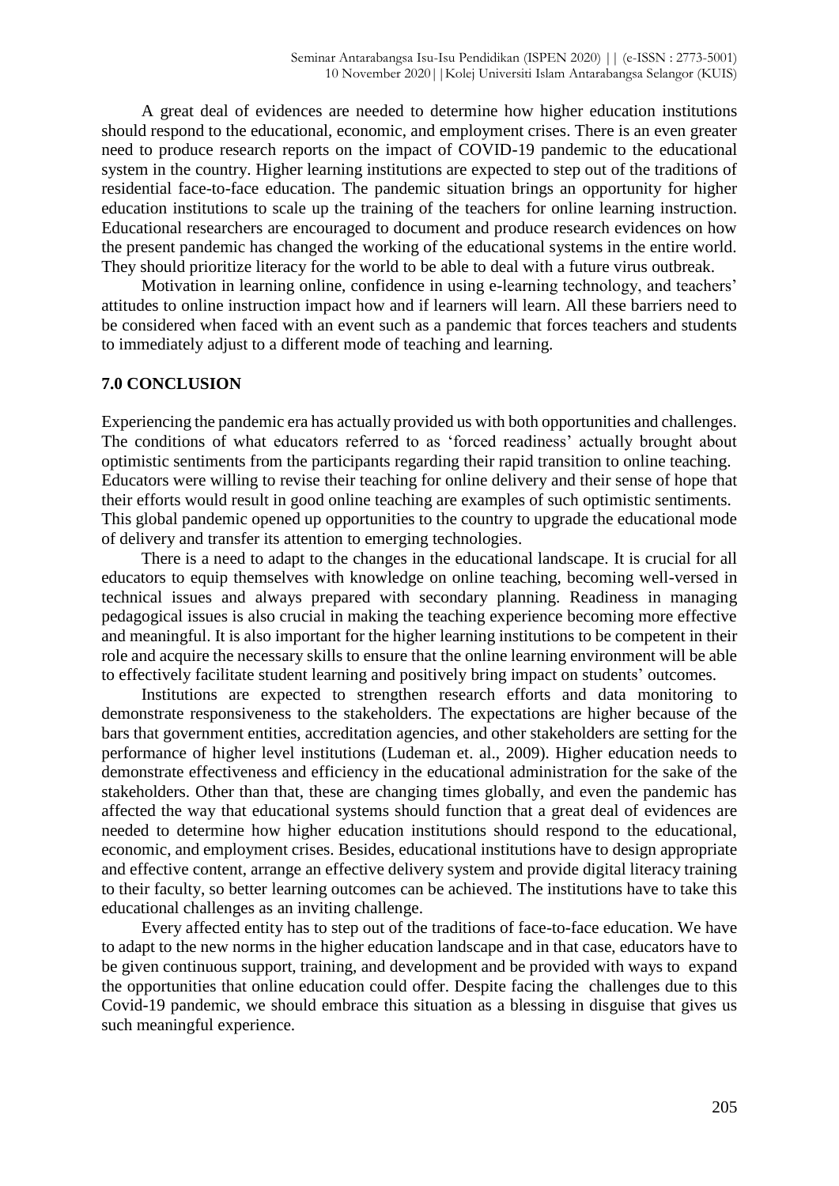A great deal of evidences are needed to determine how higher education institutions should respond to the educational, economic, and employment crises. There is an even greater need to produce research reports on the impact of COVID-19 pandemic to the educational system in the country. Higher learning institutions are expected to step out of the traditions of residential face-to-face education. The pandemic situation brings an opportunity for higher education institutions to scale up the training of the teachers for online learning instruction. Educational researchers are encouraged to document and produce research evidences on how the present pandemic has changed the working of the educational systems in the entire world. They should prioritize literacy for the world to be able to deal with a future virus outbreak.

Motivation in learning online, confidence in using e-learning technology, and teachers' attitudes to online instruction impact how and if learners will learn. All these barriers need to be considered when faced with an event such as a pandemic that forces teachers and students to immediately adjust to a different mode of teaching and learning.

## 7.0 CONCLUSION

Experiencing the pandemic era has actually provided us with both opportunities and challenges. The conditions of what educators referred to as 'forced readiness' actually brought about optimistic sentiments from the participants regarding their rapid transition to online teaching. Educators were willing to revise their teaching for online delivery and their sense of hope that their efforts would result in good online teaching are examples of such optimistic sentiments. This global pandemic opened up opportunities to the country to upgrade the educational mode of delivery and transfer its attention to emerging technologies.

There is a need to adapt to the changes in the educational landscape. It is crucial for all educators to equip themselves with knowledge on online teaching, becoming well-versed in technical issues and always prepared with secondary planning. Readiness in managing pedagogical issues is also crucial in making the teaching experience becoming more effective and meaningful. It is also important for the higher learning institutions to be competent in their role and acquire the necessary skills to ensure that the online learning environment will be able to effectively facilitate student learning and positively bring impact on students' outcomes.

Institutions are expected to strengthen research efforts and data monitoring to demonstrate responsiveness to the stakeholders. The expectations are higher because of the bars that government entities, accreditation agencies, and other stakeholders are setting for the performance of higher level institutions (Ludeman et. al., 2009). Higher education needs to demonstrate effectiveness and efficiency in the educational administration for the sake of the stakeholders. Other than that, these are changing times globally, and even the pandemic has affected the way that educational systems should function that a great deal of evidences are needed to determine how higher education institutions should respond to the educational, economic, and employment crises. Besides, educational institutions have to design appropriate and effective content, arrange an effective delivery system and provide digital literacy training to their faculty, so better learning outcomes can be achieved. The institutions have to take this educational challenges as an inviting challenge.

Every affected entity has to step out of the traditions of face-to-face education. We have to adapt to the new norms in the higher education landscape and in that case, educators have to be given continuous support, training, and development and be provided with ways to expand the opportunities that online education could offer. Despite facing the challenges due to this Covid-19 pandemic, we should embrace this situation as a blessing in disguise that gives us such meaningful experience.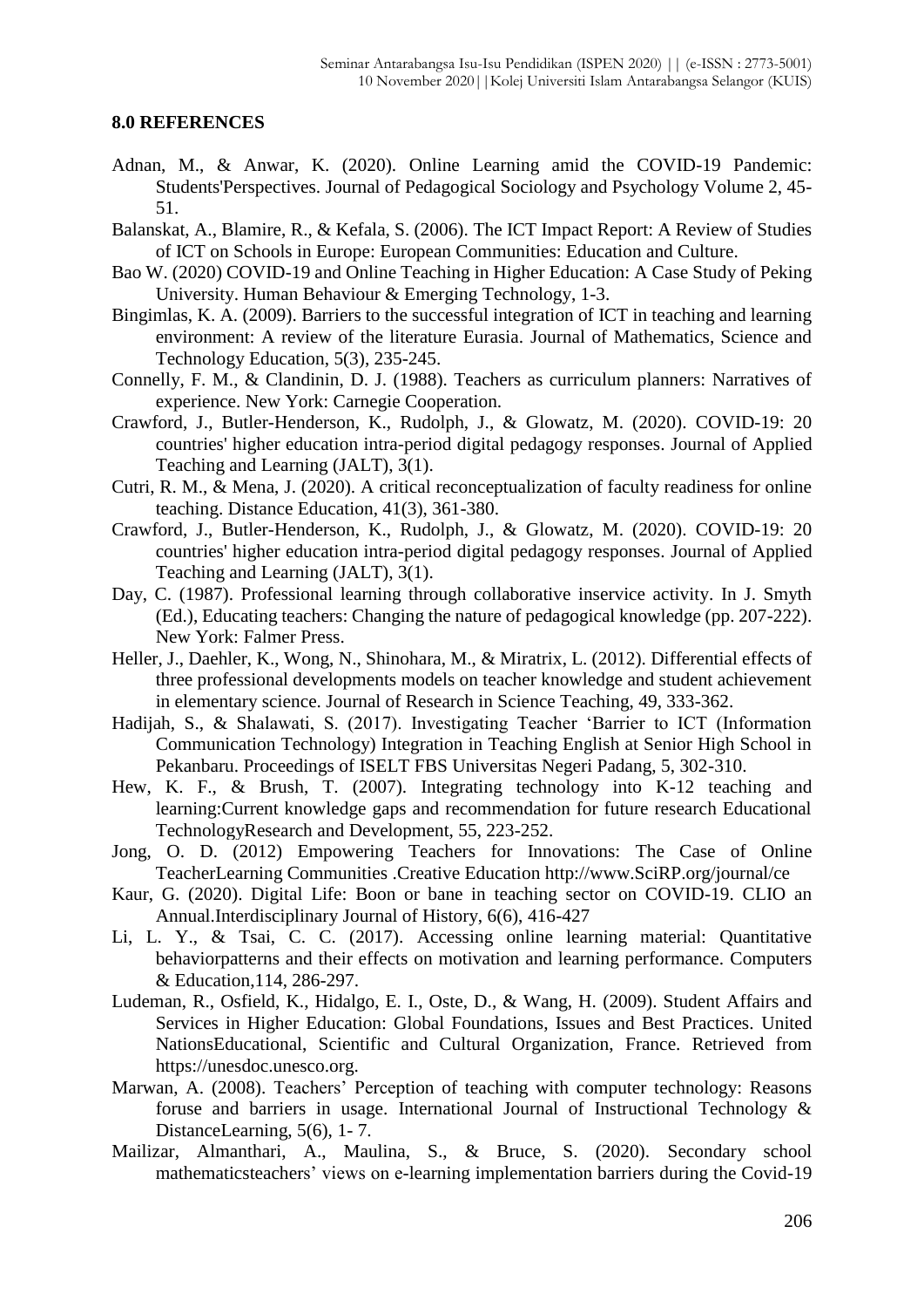## 8.0 REFERENCES

Adnan, M., & Anwar, K. (2020). Online Learning amid the COVID-19 Pandemic: Students'Perspectives. Journal of Pedagogical Sociology and Psychology Volume 2, 45-51.

Balanskat, A., Blamire, R., & Kefala, S. (2006). The ICT Impact Report: A Review of Studies of ICT on Schools in Europe: European Communities: Education and Culture.

Bao W. (2020) COVID-19 and Online Teaching in Higher Education: A Case Study of Peking University. Human Behaviour & Emerging Technology, 1-3.

Bingimlas, K. A. (2009). Barriers to the successful integration of ICT in teaching and learning environment: A review of the literature Eurasia. Journal of Mathematics, Science and Technology Education, 5(3), 235-245.

Connelly, F. M., & Clandinin, D. J. (1988). Teachers as curriculum planners: Narratives of experience. New York: Carnegie Cooperation.

Crawford, J., Butler-Henderson, K., Rudolph, J., & Glowatz, M. (2020). COVID-19: 20 countries' higher education intra-period digital pedagogy responses. Journal of Applied Teaching and Learning (JALT), 3(1).

Cutri, R. M., & Mena, J. (2020). A critical reconceptualization of faculty readiness for online teaching. Distance Education, 41(3), 361-380.

Crawford, J., Butler-Henderson, K., Rudolph, J., & Glowatz, M. (2020). COVID-19: 20 countries' higher education intra-period digital pedagogy responses. Journal of Applied Teaching and Learning (JALT), 3(1).

Day, C. (1987). Professional learning through collaborative inservice activity. In J. Smyth (Ed.), Educating teachers: Changing the nature of pedagogical knowledge (pp. 207-222). New York: Falmer Press.

Heller, J., Daehler, K., Wong, N., Shinohara, M., & Miratrix, L. (2012). Differential effects of three professional developments models on teacher knowledge and student achievement in elementary science. Journal of Research in Science Teaching, 49, 333-362.

Hadijah, S., & Shalawati, S. (2017). Investigating Teacher 'Barrier to ICT (Information Communication Technology) Integration in Teaching English at Senior High School in Pekanbaru. Proceedings of ISELT FBS Universitas Negeri Padang, 5, 302-310.

Hew, K. F., & Brush, T. (2007). Integrating technology into K-12 teaching and learning:Current knowledge gaps and recommendation for future research Educational TechnologyResearch and Development, 55, 223-252.

Jong, O. D. (2012) Empowering Teachers for Innovations: The Case of Online TeacherLearning Communities .Creative Education http://www.SciRP.org/journal/ce

Kaur, G. (2020). Digital Life: Boon or bane in teaching sector on COVID-19. CLIO an Annual.Interdisciplinary Journal of History, 6(6), 416-427

Li, L. Y., & Tsai, C. C. (2017). Accessing online learning material: Quantitative behaviorpatterns and their effects on motivation and learning performance. Computers & Education,114, 286-297.

Ludeman, R., Osfield, K., Hidalgo, E. I., Oste, D., & Wang, H. (2009). Student Affairs and Services in Higher Education: Global Foundations, Issues and Best Practices. United NationsEducational, Scientific and Cultural Organization, France. Retrieved from https://unesdoc.unesco.org.

Marwan, A. (2008). Teachers' Perception of teaching with computer technology: Reasons foruse and barriers in usage. International Journal of Instructional Technology & DistanceLearning, 5(6), 1- 7.

Mailizar, Almanthari, A., Maulina, S., & Bruce, S. (2020). Secondary school mathematicsteachers' views on e-learning implementation barriers during the Covid-19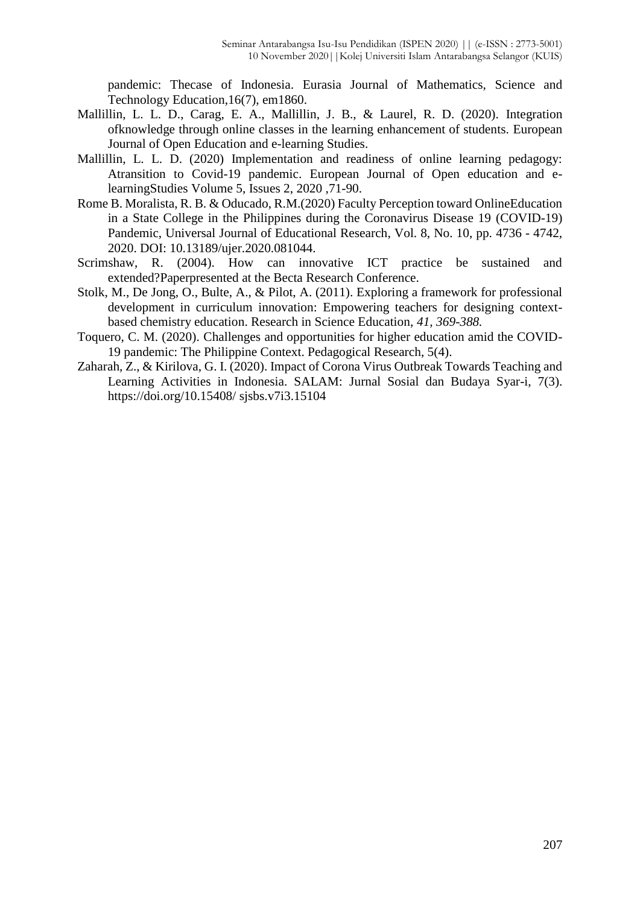pandemic: Thecase of Indonesia. Eurasia Journal of Mathematics, Science and Technology Education,16(7), em1860.

Mallillin, L. L. D., Carag, E. A., Mallillin, J. B., & Laurel, R. D. (2020). Integration ofknowledge through online classes in the learning enhancement of students. European Journal of Open Education and e-learning Studies.

Mallillin, L. L. D. (2020) Implementation and readiness of online learning pedagogy: Atransition to Covid-19 pandemic. European Journal of Open education and e-learningStudies Volume 5, Issues 2, 2020 ,71-90.

Rome B. Moralista, R. B. & Oducado, R.M.(2020) Faculty Perception toward OnlineEducation in a State College in the Philippines during the Coronavirus Disease 19 (COVID-19) Pandemic, Universal Journal of Educational Research, Vol. 8, No. 10, pp. 4736 - 4742, 2020. DOI: 10.13189/ujer.2020.081044.

Scrimshaw, R. (2004). How can innovative ICT practice be sustained and extended?Paperpresented at the Becta Research Conference.

Stolk, M., De Jong, O., Bulte, A., & Pilot, A. (2011). Exploring a framework for professional development in curriculum innovation: Empowering teachers for designing context-based chemistry education. Research in Science Education, *41, 369-388.*

Toquero, C. M. (2020). Challenges and opportunities for higher education amid the COVID-19 pandemic: The Philippine Context. Pedagogical Research, 5(4).

Zaharah, Z., & Kirilova, G. I. (2020). Impact of Corona Virus Outbreak Towards Teaching and Learning Activities in Indonesia. SALAM: Jurnal Sosial dan Budaya Syar-i, 7(3). https://doi.org/10.15408/ sjsbs.v7i3.15104